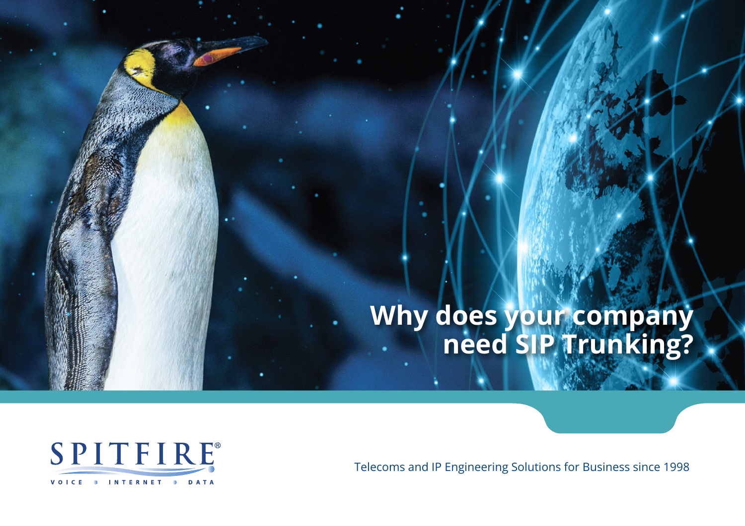# Why does your company need SIP Trunking?

SPITFIRE®

VOICE • INTERNET • DATA

Telecoms and IP Engineering Solutions for Business since 1998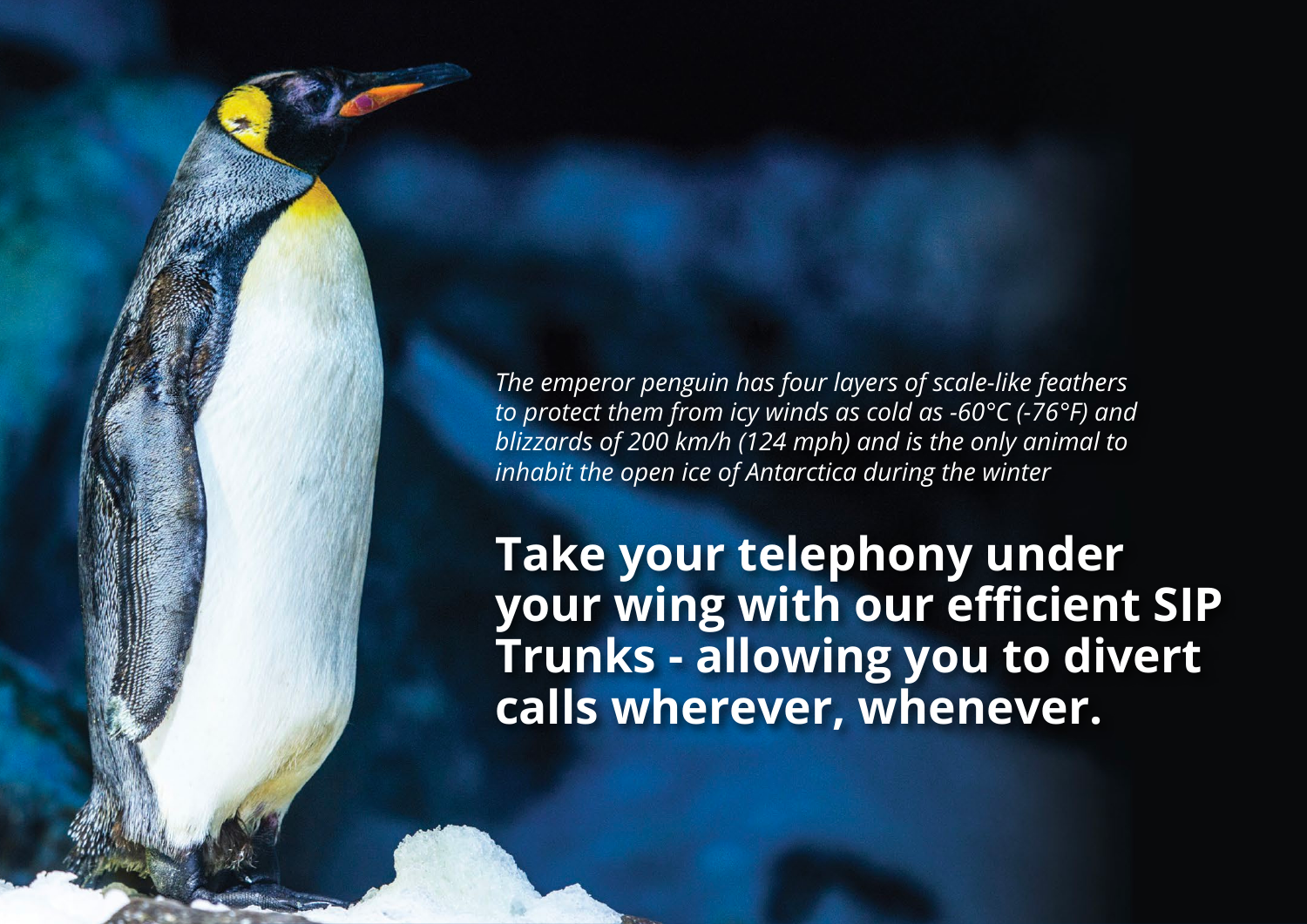*The emperor penguin has four layers of scale-like feathers to protect them from icy winds as cold as -60°C (-76°F) and blizzards of 200 km/h (124 mph) and is the only animal to inhabit the open ice of Antarctica during the winter*

**Take your telephony under your wing with our efficient SIP Trunks - allowing you to divert calls wherever, whenever.**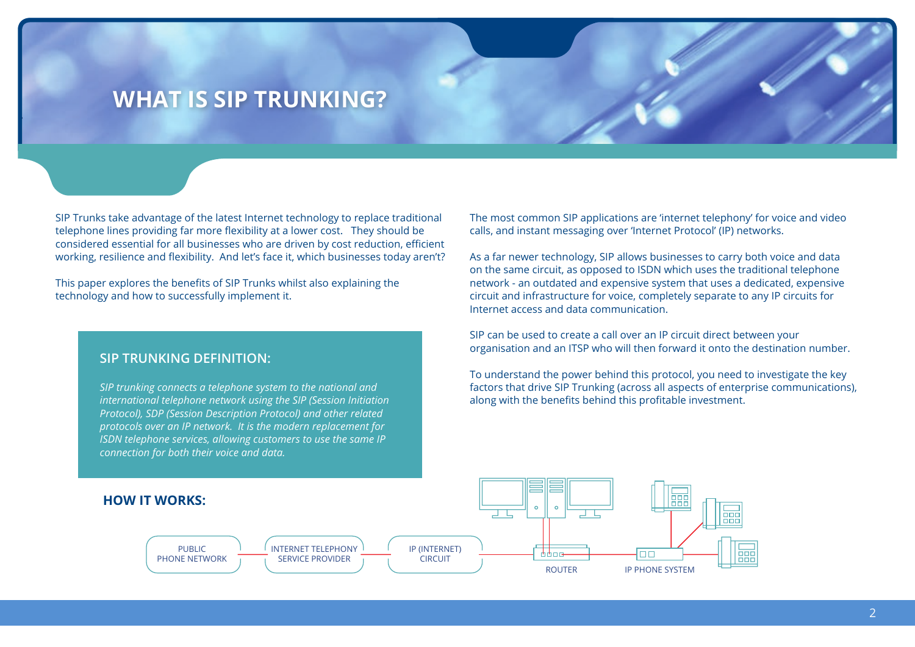# WHAT IS SIP TRUNKING?

SIP Trunks take advantage of the latest Internet technology to replace traditional telephone lines providing far more flexibility at a lower cost. They should be considered essential for all businesses who are driven by cost reduction, efficient working, resilience and flexibility. And let's face it, which businesses today aren't?

This paper explores the benefits of SIP Trunks whilst also explaining the technology and how to successfully implement it.

## SIP TRUNKING DEFINITION:

*SIP trunking connects a telephone system to the national and international telephone network using the SIP (Session Initiation Protocol), SDP (Session Description Protocol) and other related protocols over an IP network. It is the modern replacement for ISDN telephone services, allowing customers to use the same IP connection for both their voice and data.*

## HOW IT WORKS:

PUBLIC PHONE NETWORK — INTERNET TELEPHONY SERVICE PROVIDER — IP (INTERNET) CIRCUIT — ROUTER — IP PHONE SYSTEM

The most common SIP applications are 'internet telephony' for voice and video calls, and instant messaging over 'Internet Protocol' (IP) networks.

As a far newer technology, SIP allows businesses to carry both voice and data on the same circuit, as opposed to ISDN which uses the traditional telephone network - an outdated and expensive system that uses a dedicated, expensive circuit and infrastructure for voice, completely separate to any IP circuits for Internet access and data communication.

SIP can be used to create a call over an IP circuit direct between your organisation and an ITSP who will then forward it onto the destination number.

To understand the power behind this protocol, you need to investigate the key factors that drive SIP Trunking (across all aspects of enterprise communications), along with the benefits behind this profitable investment.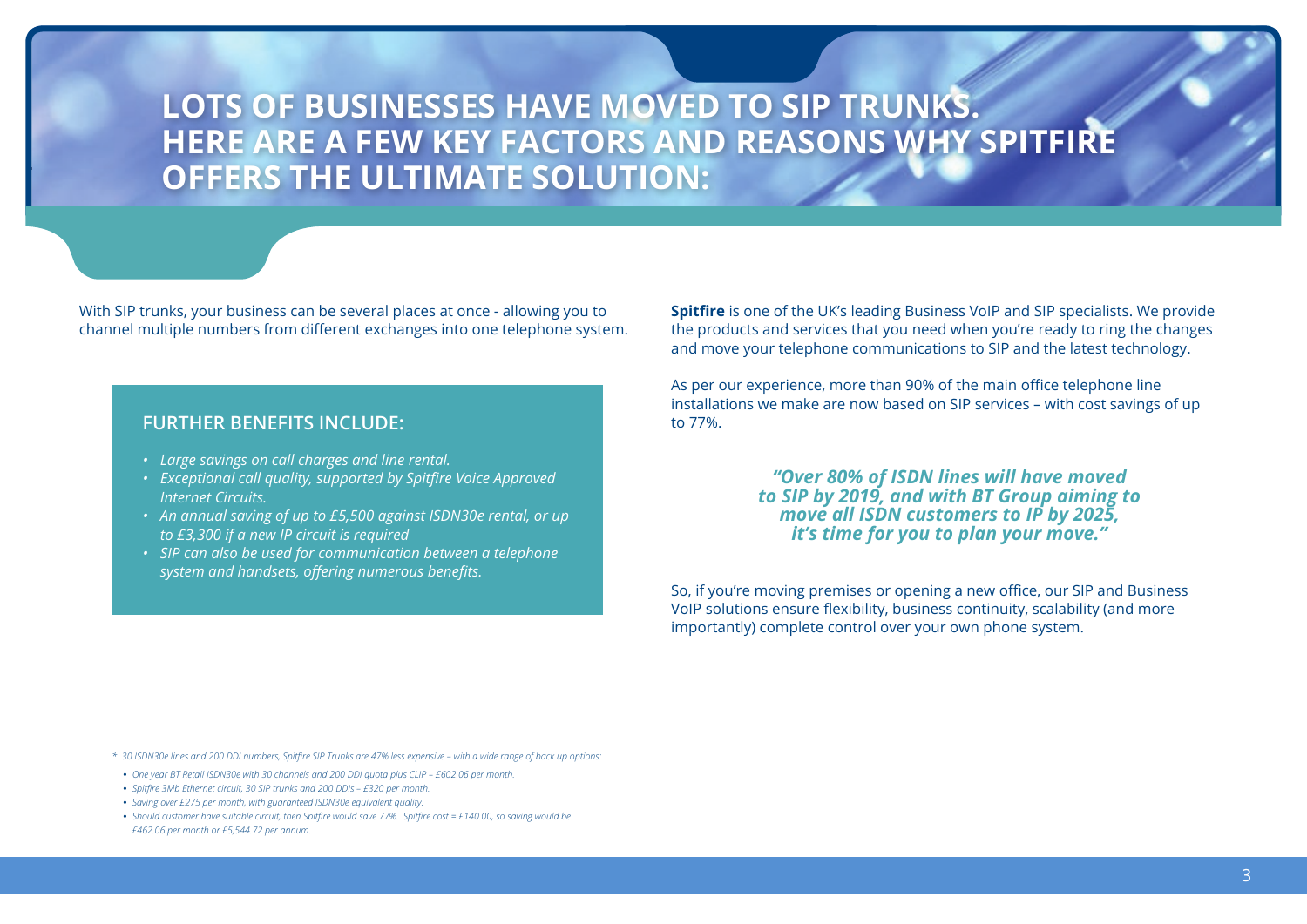# LOTS OF BUSINESSES HAVE MOVED TO SIP TRUNKS. HERE ARE A FEW KEY FACTORS AND REASONS WHY SPITFIRE OFFERS THE ULTIMATE SOLUTION:

With SIP trunks, your business can be several places at once - allowing you to channel multiple numbers from different exchanges into one telephone system.

## FURTHER BENEFITS INCLUDE:

- *Large savings on call charges and line rental.*
- *Exceptional call quality, supported by Spitfire Voice Approved Internet Circuits.*
- *An annual saving of up to £5,500 against ISDN30e rental, or up to £3,300 if a new IP circuit is required*
- *SIP can also be used for communication between a telephone system and handsets, offering numerous benefits.*

**Spitfire** is one of the UK's leading Business VoIP and SIP specialists. We provide the products and services that you need when you're ready to ring the changes and move your telephone communications to SIP and the latest technology.

As per our experience, more than 90% of the main office telephone line installations we make are now based on SIP services – with cost savings of up to 77%.

> ***"Over 80% of ISDN lines will have moved to SIP by 2019, and with BT Group aiming to move all ISDN customers to IP by 2025, it's time for you to plan your move."***

So, if you're moving premises or opening a new office, our SIP and Business VoIP solutions ensure flexibility, business continuity, scalability (and more importantly) complete control over your own phone system.

*\* 30 ISDN30e lines and 200 DDI numbers, Spitfire SIP Trunks are 47% less expensive – with a wide range of back up options:*

- *One year BT Retail ISDN30e with 30 channels and 200 DDI quota plus CLIP – £602.06 per month.*
- *Spitfire 3Mb Ethernet circuit, 30 SIP trunks and 200 DDIs – £320 per month.*
- *Saving over £275 per month, with guaranteed ISDN30e equivalent quality.*
- *Should customer have suitable circuit, then Spitfire would save 77%. Spitfire cost = £140.00, so saving would be £462.06 per month or £5,544.72 per annum.*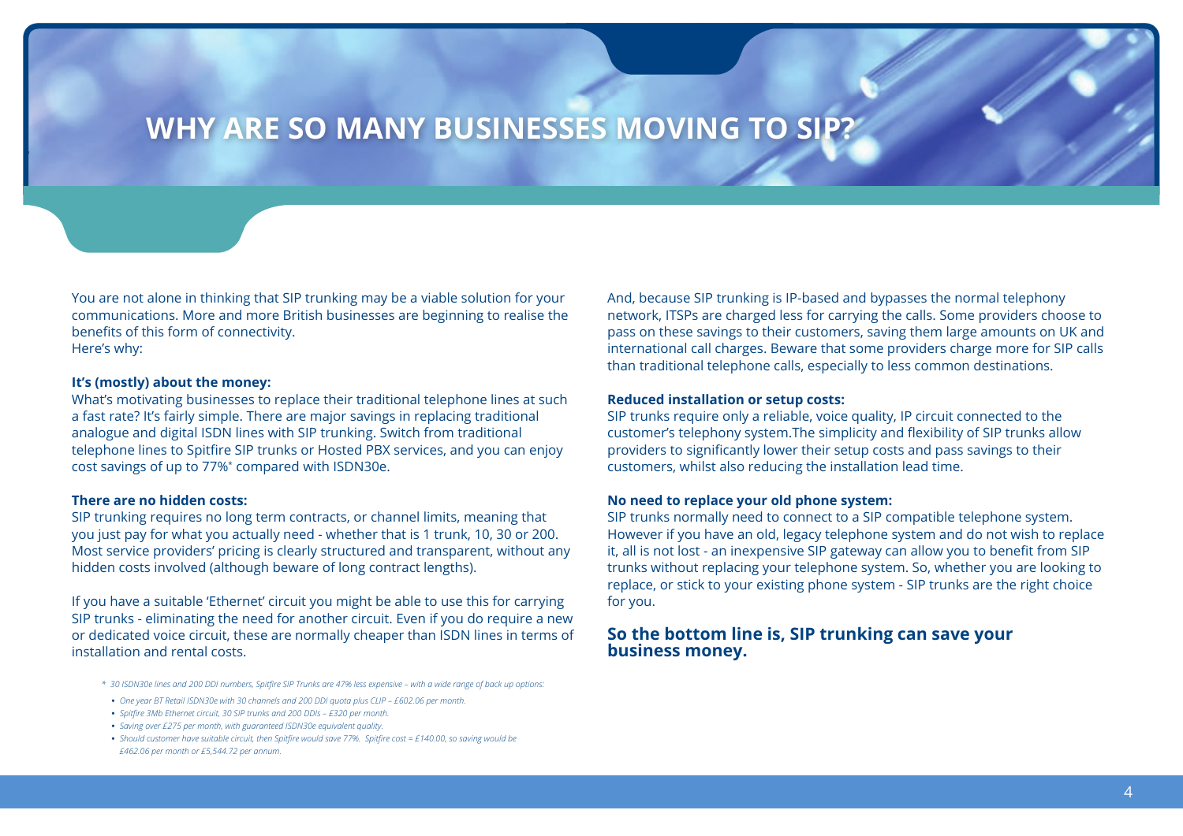# WHY ARE SO MANY BUSINESSES MOVING TO SIP?

You are not alone in thinking that SIP trunking may be a viable solution for your communications. More and more British businesses are beginning to realise the benefits of this form of connectivity.
Here's why:

**It's (mostly) about the money:**
What's motivating businesses to replace their traditional telephone lines at such a fast rate? It's fairly simple. There are major savings in replacing traditional analogue and digital ISDN lines with SIP trunking. Switch from traditional telephone lines to Spitfire SIP trunks or Hosted PBX services, and you can enjoy cost savings of up to 77%* compared with ISDN30e.

**There are no hidden costs:**
SIP trunking requires no long term contracts, or channel limits, meaning that you just pay for what you actually need - whether that is 1 trunk, 10, 30 or 200. Most service providers' pricing is clearly structured and transparent, without any hidden costs involved (although beware of long contract lengths).

If you have a suitable 'Ethernet' circuit you might be able to use this for carrying SIP trunks - eliminating the need for another circuit. Even if you do require a new or dedicated voice circuit, these are normally cheaper than ISDN lines in terms of installation and rental costs.

And, because SIP trunking is IP-based and bypasses the normal telephony network, ITSPs are charged less for carrying the calls. Some providers choose to pass on these savings to their customers, saving them large amounts on UK and international call charges. Beware that some providers charge more for SIP calls than traditional telephone calls, especially to less common destinations.

**Reduced installation or setup costs:**
SIP trunks require only a reliable, voice quality, IP circuit connected to the customer's telephony system.The simplicity and flexibility of SIP trunks allow providers to significantly lower their setup costs and pass savings to their customers, whilst also reducing the installation lead time.

**No need to replace your old phone system:**
SIP trunks normally need to connect to a SIP compatible telephone system. However if you have an old, legacy telephone system and do not wish to replace it, all is not lost - an inexpensive SIP gateway can allow you to benefit from SIP trunks without replacing your telephone system. So, whether you are looking to replace, or stick to your existing phone system - SIP trunks are the right choice for you.

## So the bottom line is, SIP trunking can save your business money.

*\* 30 ISDN30e lines and 200 DDI numbers, Spitfire SIP Trunks are 47% less expensive – with a wide range of back up options:*

- *One year BT Retail ISDN30e with 30 channels and 200 DDI quota plus CLIP – £602.06 per month.*
- *Spitfire 3Mb Ethernet circuit, 30 SIP trunks and 200 DDIs – £320 per month.*
- *Saving over £275 per month, with guaranteed ISDN30e equivalent quality.*
- *Should customer have suitable circuit, then Spitfire would save 77%. Spitfire cost = £140.00, so saving would be £462.06 per month or £5,544.72 per annum.*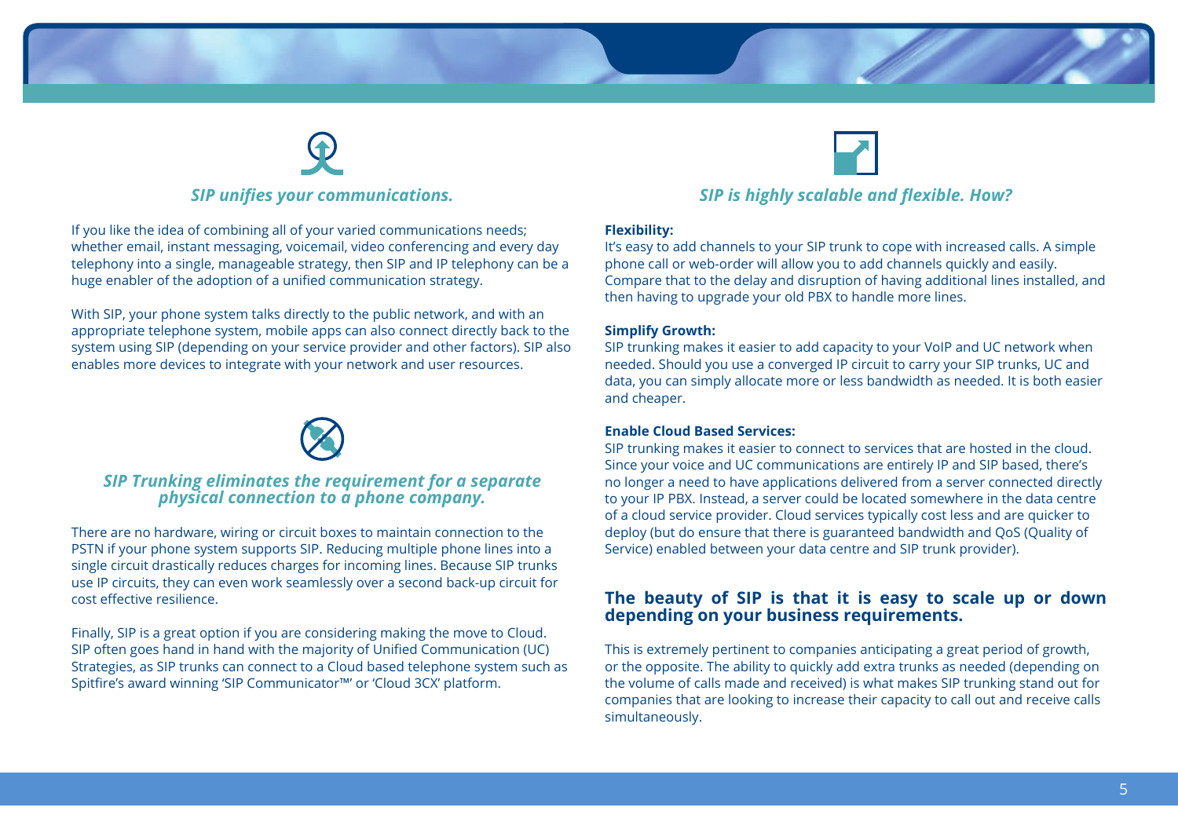### *SIP unifies your communications.*

If you like the idea of combining all of your varied communications needs; whether email, instant messaging, voicemail, video conferencing and every day telephony into a single, manageable strategy, then SIP and IP telephony can be a huge enabler of the adoption of a unified communication strategy.

With SIP, your phone system talks directly to the public network, and with an appropriate telephone system, mobile apps can also connect directly back to the system using SIP (depending on your service provider and other factors). SIP also enables more devices to integrate with your network and user resources.

### *SIP Trunking eliminates the requirement for a separate physical connection to a phone company.*

There are no hardware, wiring or circuit boxes to maintain connection to the PSTN if your phone system supports SIP. Reducing multiple phone lines into a single circuit drastically reduces charges for incoming lines. Because SIP trunks use IP circuits, they can even work seamlessly over a second back-up circuit for cost effective resilience.

Finally, SIP is a great option if you are considering making the move to Cloud. SIP often goes hand in hand with the majority of Unified Communication (UC) Strategies, as SIP trunks can connect to a Cloud based telephone system such as Spitfire's award winning 'SIP Communicator™' or 'Cloud 3CX' platform.

### *SIP is highly scalable and flexible. How?*

**Flexibility:**
It's easy to add channels to your SIP trunk to cope with increased calls. A simple phone call or web-order will allow you to add channels quickly and easily. Compare that to the delay and disruption of having additional lines installed, and then having to upgrade your old PBX to handle more lines.

**Simplify Growth:**
SIP trunking makes it easier to add capacity to your VoIP and UC network when needed. Should you use a converged IP circuit to carry your SIP trunks, UC and data, you can simply allocate more or less bandwidth as needed. It is both easier and cheaper.

**Enable Cloud Based Services:**
SIP trunking makes it easier to connect to services that are hosted in the cloud. Since your voice and UC communications are entirely IP and SIP based, there's no longer a need to have applications delivered from a server connected directly to your IP PBX. Instead, a server could be located somewhere in the data centre of a cloud service provider. Cloud services typically cost less and are quicker to deploy (but do ensure that there is guaranteed bandwidth and QoS (Quality of Service) enabled between your data centre and SIP trunk provider).

### The beauty of SIP is that it is easy to scale up or down depending on your business requirements.

This is extremely pertinent to companies anticipating a great period of growth, or the opposite. The ability to quickly add extra trunks as needed (depending on the volume of calls made and received) is what makes SIP trunking stand out for companies that are looking to increase their capacity to call out and receive calls simultaneously.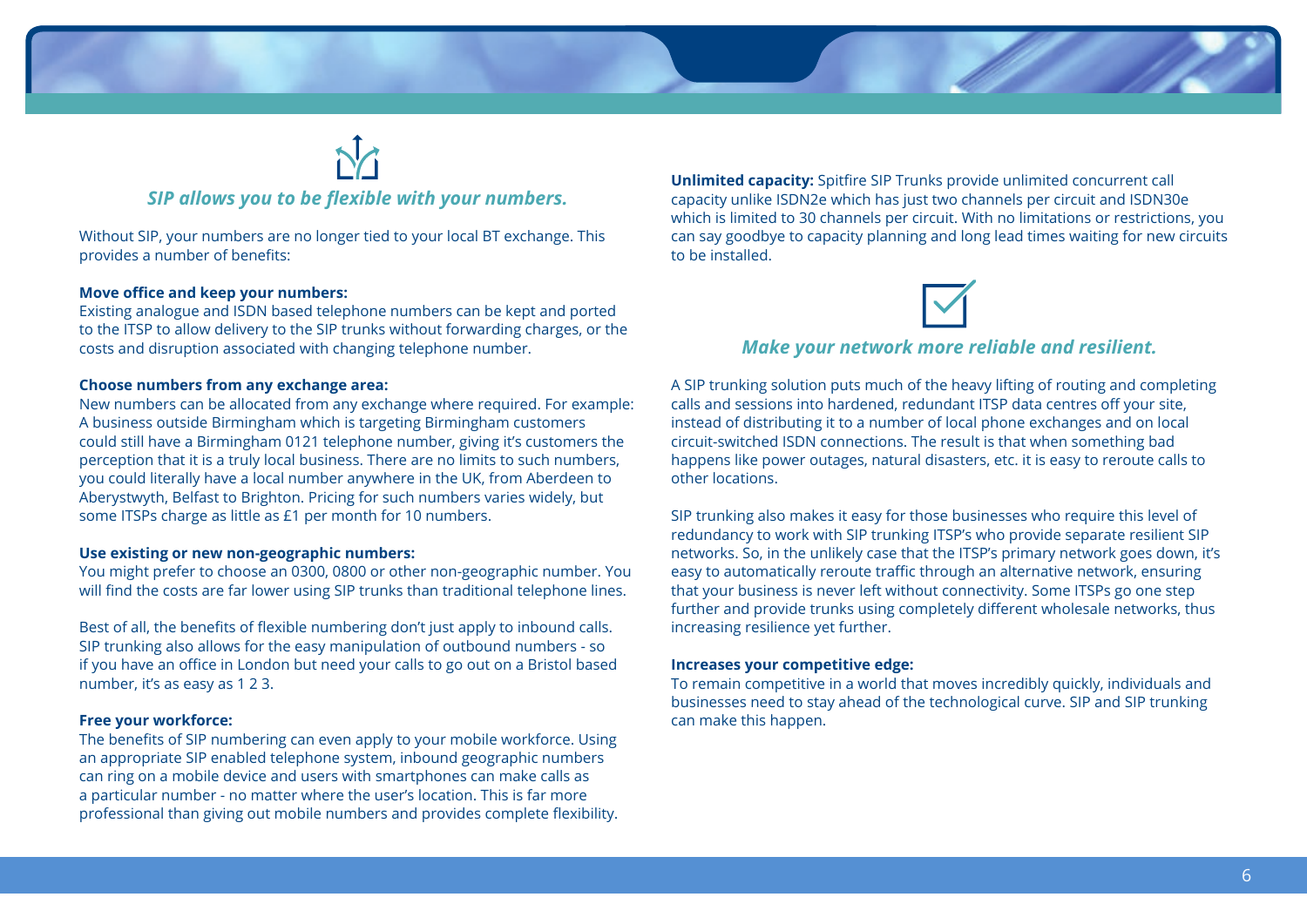## *SIP allows you to be flexible with your numbers.*

Without SIP, your numbers are no longer tied to your local BT exchange. This provides a number of benefits:

**Move office and keep your numbers:**
Existing analogue and ISDN based telephone numbers can be kept and ported to the ITSP to allow delivery to the SIP trunks without forwarding charges, or the costs and disruption associated with changing telephone number.

**Choose numbers from any exchange area:**
New numbers can be allocated from any exchange where required. For example: A business outside Birmingham which is targeting Birmingham customers could still have a Birmingham 0121 telephone number, giving it's customers the perception that it is a truly local business. There are no limits to such numbers, you could literally have a local number anywhere in the UK, from Aberdeen to Aberystwyth, Belfast to Brighton. Pricing for such numbers varies widely, but some ITSPs charge as little as £1 per month for 10 numbers.

**Use existing or new non-geographic numbers:**
You might prefer to choose an 0300, 0800 or other non-geographic number. You will find the costs are far lower using SIP trunks than traditional telephone lines.

Best of all, the benefits of flexible numbering don't just apply to inbound calls. SIP trunking also allows for the easy manipulation of outbound numbers - so if you have an office in London but need your calls to go out on a Bristol based number, it's as easy as 1 2 3.

**Free your workforce:**
The benefits of SIP numbering can even apply to your mobile workforce. Using an appropriate SIP enabled telephone system, inbound geographic numbers can ring on a mobile device and users with smartphones can make calls as a particular number - no matter where the user's location. This is far more professional than giving out mobile numbers and provides complete flexibility.

**Unlimited capacity:** Spitfire SIP Trunks provide unlimited concurrent call capacity unlike ISDN2e which has just two channels per circuit and ISDN30e which is limited to 30 channels per circuit. With no limitations or restrictions, you can say goodbye to capacity planning and long lead times waiting for new circuits to be installed.

## *Make your network more reliable and resilient.*

A SIP trunking solution puts much of the heavy lifting of routing and completing calls and sessions into hardened, redundant ITSP data centres off your site, instead of distributing it to a number of local phone exchanges and on local circuit-switched ISDN connections. The result is that when something bad happens like power outages, natural disasters, etc. it is easy to reroute calls to other locations.

SIP trunking also makes it easy for those businesses who require this level of redundancy to work with SIP trunking ITSP's who provide separate resilient SIP networks. So, in the unlikely case that the ITSP's primary network goes down, it's easy to automatically reroute traffic through an alternative network, ensuring that your business is never left without connectivity. Some ITSPs go one step further and provide trunks using completely different wholesale networks, thus increasing resilience yet further.

**Increases your competitive edge:**
To remain competitive in a world that moves incredibly quickly, individuals and businesses need to stay ahead of the technological curve. SIP and SIP trunking can make this happen.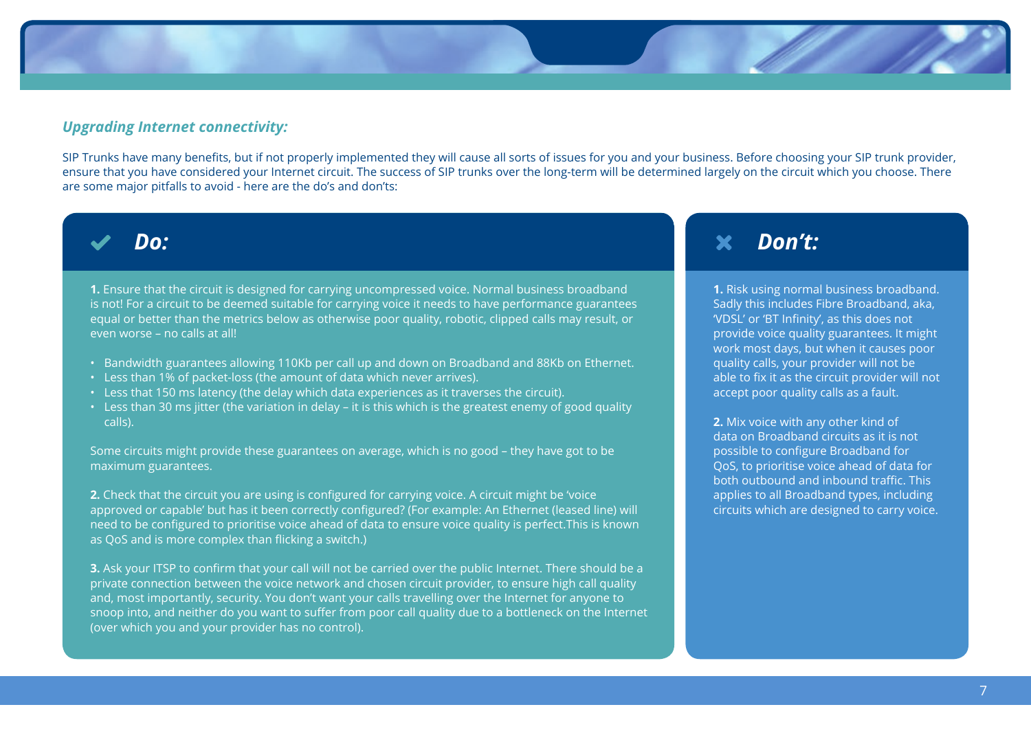### *Upgrading Internet connectivity:*

SIP Trunks have many benefits, but if not properly implemented they will cause all sorts of issues for you and your business. Before choosing your SIP trunk provider, ensure that you have considered your Internet circuit. The success of SIP trunks over the long-term will be determined largely on the circuit which you choose. There are some major pitfalls to avoid - here are the do's and don'ts:

## ✔ *Do:*

**1.** Ensure that the circuit is designed for carrying uncompressed voice. Normal business broadband is not! For a circuit to be deemed suitable for carrying voice it needs to have performance guarantees equal or better than the metrics below as otherwise poor quality, robotic, clipped calls may result, or even worse – no calls at all!

- Bandwidth guarantees allowing 110Kb per call up and down on Broadband and 88Kb on Ethernet.
- Less than 1% of packet-loss (the amount of data which never arrives).
- Less that 150 ms latency (the delay which data experiences as it traverses the circuit).
- Less than 30 ms jitter (the variation in delay – it is this which is the greatest enemy of good quality calls).

Some circuits might provide these guarantees on average, which is no good – they have got to be maximum guarantees.

**2.** Check that the circuit you are using is configured for carrying voice. A circuit might be 'voice approved or capable' but has it been correctly configured? (For example: An Ethernet (leased line) will need to be configured to prioritise voice ahead of data to ensure voice quality is perfect.This is known as QoS and is more complex than flicking a switch.)

**3.** Ask your ITSP to confirm that your call will not be carried over the public Internet. There should be a private connection between the voice network and chosen circuit provider, to ensure high call quality and, most importantly, security. You don't want your calls travelling over the Internet for anyone to snoop into, and neither do you want to suffer from poor call quality due to a bottleneck on the Internet (over which you and your provider has no control).

## ✖ *Don't:*

**1.** Risk using normal business broadband. Sadly this includes Fibre Broadband, aka, 'VDSL' or 'BT Infinity', as this does not provide voice quality guarantees. It might work most days, but when it causes poor quality calls, your provider will not be able to fix it as the circuit provider will not accept poor quality calls as a fault.

**2.** Mix voice with any other kind of data on Broadband circuits as it is not possible to configure Broadband for QoS, to prioritise voice ahead of data for both outbound and inbound traffic. This applies to all Broadband types, including circuits which are designed to carry voice.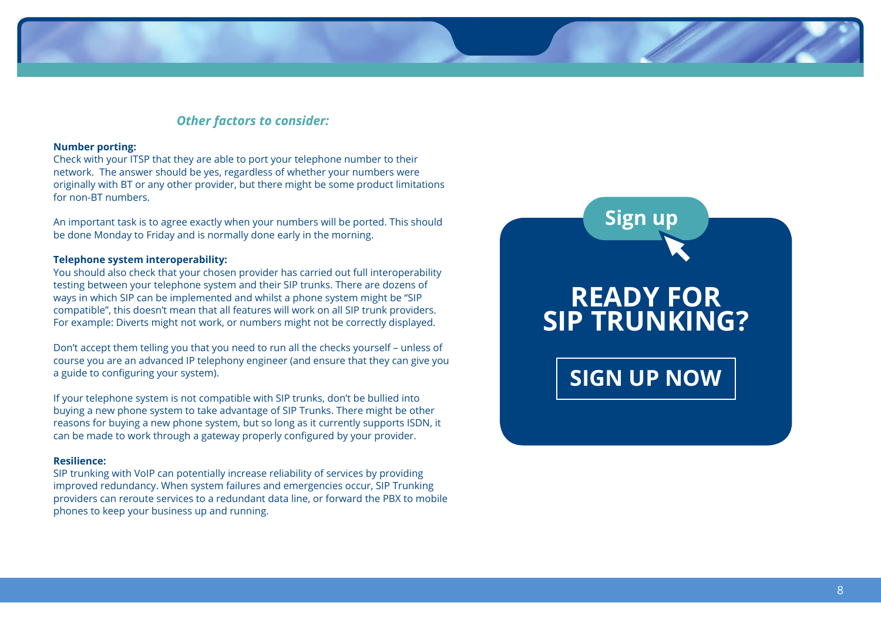## *Other factors to consider:*

**Number porting:**
Check with your ITSP that they are able to port your telephone number to their network. The answer should be yes, regardless of whether your numbers were originally with BT or any other provider, but there might be some product limitations for non-BT numbers.

An important task is to agree exactly when your numbers will be ported. This should be done Monday to Friday and is normally done early in the morning.

**Telephone system interoperability:**
You should also check that your chosen provider has carried out full interoperability testing between your telephone system and their SIP trunks. There are dozens of ways in which SIP can be implemented and whilst a phone system might be "SIP compatible", this doesn't mean that all features will work on all SIP trunk providers. For example: Diverts might not work, or numbers might not be correctly displayed.

Don't accept them telling you that you need to run all the checks yourself – unless of course you are an advanced IP telephony engineer (and ensure that they can give you a guide to configuring your system).

If your telephone system is not compatible with SIP trunks, don't be bullied into buying a new phone system to take advantage of SIP Trunks. There might be other reasons for buying a new phone system, but so long as it currently supports ISDN, it can be made to work through a gateway properly configured by your provider.

**Resilience:**
SIP trunking with VoIP can potentially increase reliability of services by providing improved redundancy. When system failures and emergencies occur, SIP Trunking providers can reroute services to a redundant data line, or forward the PBX to mobile phones to keep your business up and running.

**Sign up**

## READY FOR SIP TRUNKING?

**SIGN UP NOW**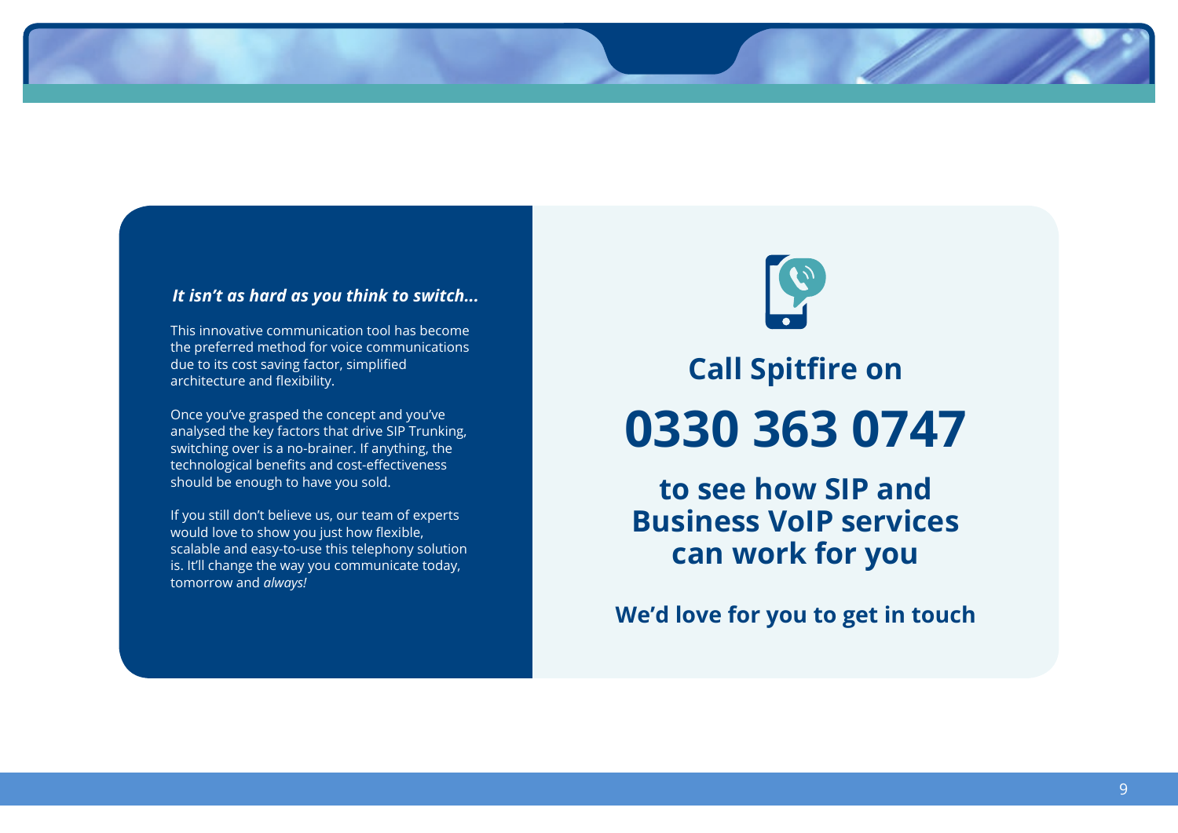***It isn't as hard as you think to switch...***

This innovative communication tool has become the preferred method for voice communications due to its cost saving factor, simplified architecture and flexibility.

Once you've grasped the concept and you've analysed the key factors that drive SIP Trunking, switching over is a no-brainer. If anything, the technological benefits and cost-effectiveness should be enough to have you sold.

If you still don't believe us, our team of experts would love to show you just how flexible, scalable and easy-to-use this telephony solution is. It'll change the way you communicate today, tomorrow and *always!*

## Call Spitfire on

# 0330 363 0747

## to see how SIP and Business VoIP services can work for you

**We'd love for you to get in touch**